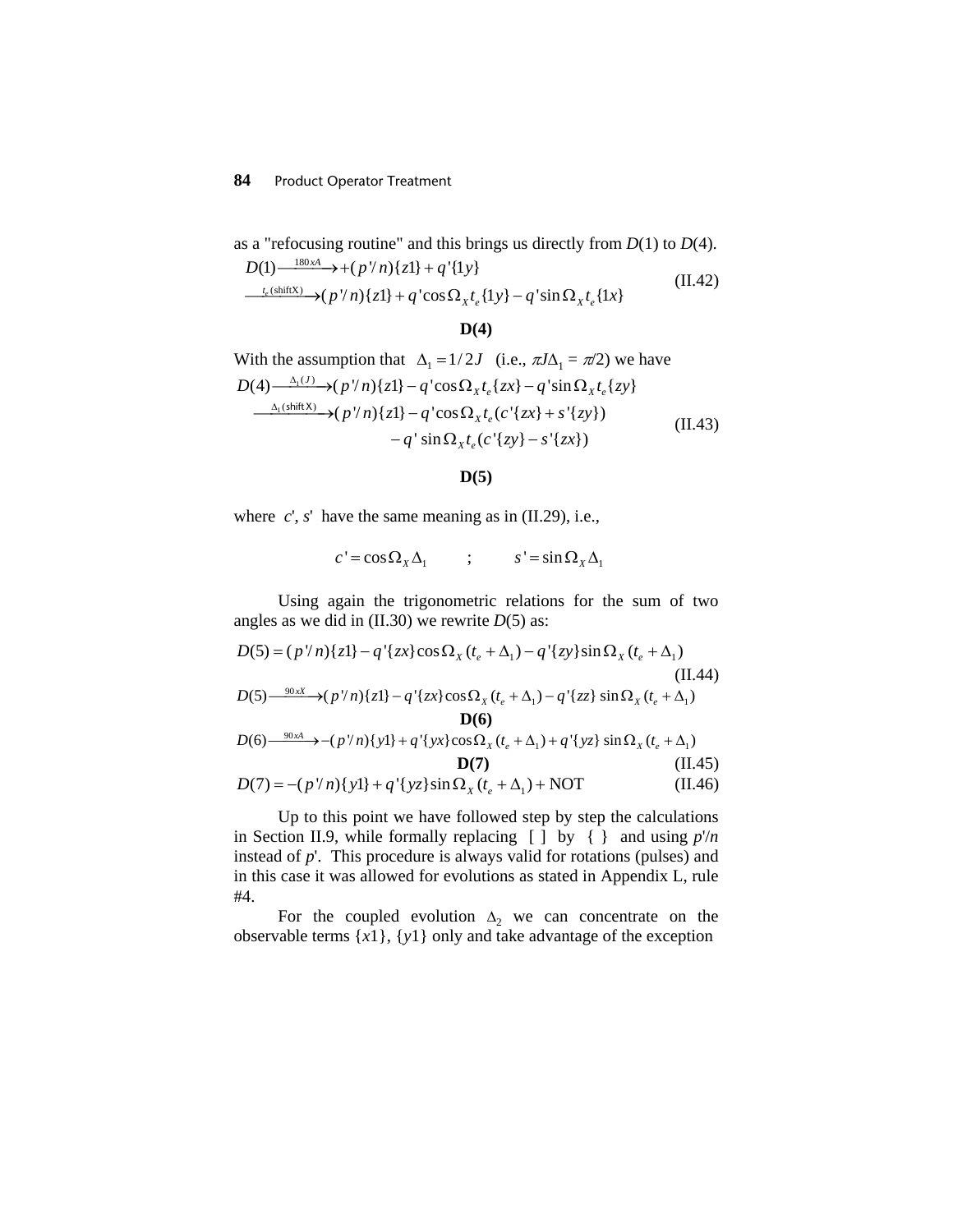as a "refocusing routine" and this brings us directly from $D(1)$ to $D(4)$.

$$D(1) \xrightarrow{180xA} +(p'/n)\{z1\} + q'\{1y\}$$
$$\xrightarrow{t_e\,(\text{shiftX})} (p'/n)\{z1\} + q'\cos\Omega_X t_e\{1y\} - q'\sin\Omega_X t_e\{1x\} \tag{II.42}$$

**D(4)**

With the assumption that $\Delta_1 = 1/2J$ (i.e., $\pi J\Delta_1 = \pi/2$) we have

$$D(4) \xrightarrow{\Delta_1(J)} (p'/n)\{z1\} - q'\cos\Omega_X t_e\{zx\} - q'\sin\Omega_X t_e\{zy\}$$
$$\xrightarrow{\Delta_1\,(\text{shift X})} (p'/n)\{z1\} - q'\cos\Omega_X t_e(c'\{zx\} + s'\{zy\})$$
$$- q'\sin\Omega_X t_e(c'\{zy\} - s'\{zx\}) \tag{II.43}$$

**D(5)**

where $c'$, $s'$ have the same meaning as in (II.29), i.e.,

$$c' = \cos\Omega_X \Delta_1 \qquad ; \qquad s' = \sin\Omega_X \Delta_1$$

Using again the trigonometric relations for the sum of two angles as we did in (II.30) we rewrite $D(5)$ as:

$$D(5) = (p'/n)\{z1\} - q'\{zx\}\cos\Omega_X(t_e + \Delta_1) - q'\{zy\}\sin\Omega_X(t_e + \Delta_1) \tag{II.44}$$

$$D(5) \xrightarrow{90xX} (p'/n)\{z1\} - q'\{zx\}\cos\Omega_X(t_e + \Delta_1) - q'\{zz\}\sin\Omega_X(t_e + \Delta_1)$$

**D(6)**

$$D(6) \xrightarrow{90xA} -(p'/n)\{y1\} + q'\{yx\}\cos\Omega_X(t_e + \Delta_1) + q'\{yz\}\sin\Omega_X(t_e + \Delta_1)$$

**D(7)** (II.45)

$$D(7) = -(p'/n)\{y1\} + q'\{yz\}\sin\Omega_X(t_e + \Delta_1) + \text{NOT} \tag{II.46}$$

Up to this point we have followed step by step the calculations in Section II.9, while formally replacing [ ] by { } and using $p'/n$ instead of $p'$. This procedure is always valid for rotations (pulses) and in this case it was allowed for evolutions as stated in Appendix L, rule #4.

For the coupled evolution $\Delta_2$ we can concentrate on the observable terms $\{x1\}$, $\{y1\}$ only and take advantage of the exception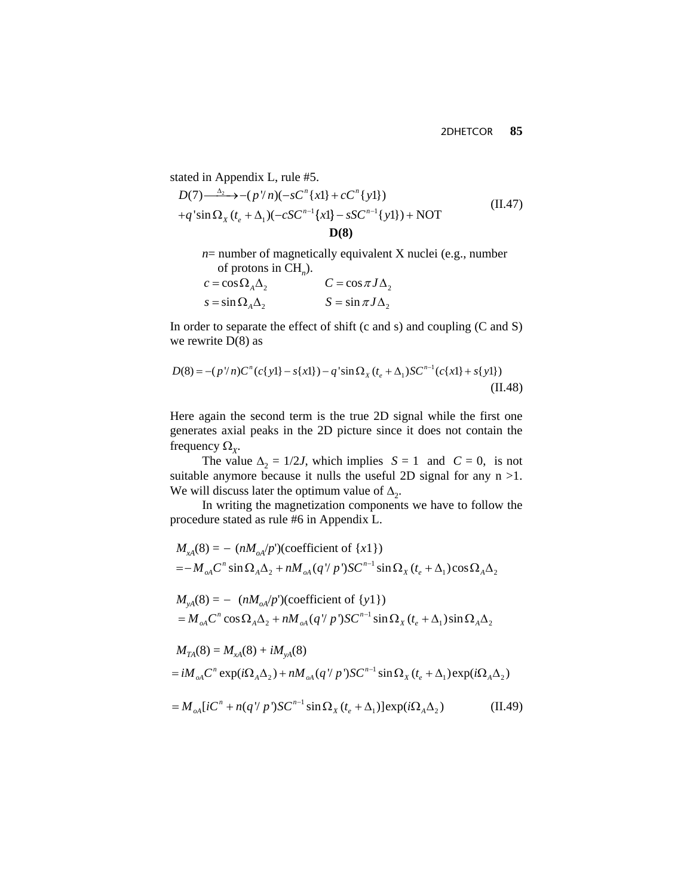stated in Appendix L, rule #5.

$$D(7) \xrightarrow{\Delta_2} -(p'/n)(-sC^n\{x1\} + cC^n\{y1\})$$
$$+q'\sin\Omega_X(t_e + \Delta_1)(-cSC^{n-1}\{x1\} - sSC^{n-1}\{y1\}) + \text{NOT} \quad \text{(II.47)}$$

**D(8)**

$n$= number of magnetically equivalent X nuclei (e.g., number of protons in $CH_n$).

$c = \cos\Omega_A\Delta_2 \qquad C = \cos\pi J\Delta_2$

$s = \sin\Omega_A\Delta_2 \qquad S = \sin\pi J\Delta_2$

In order to separate the effect of shift (c and s) and coupling (C and S) we rewrite D(8) as

$$D(8) = -(p'/n)C^n(c\{y1\} - s\{x1\}) - q'\sin\Omega_X(t_e + \Delta_1)SC^{n-1}(c\{x1\} + s\{y1\}) \quad \text{(II.48)}$$

Here again the second term is the true 2D signal while the first one generates axial peaks in the 2D picture since it does not contain the frequency $\Omega_X$.

The value $\Delta_2 = 1/2J$, which implies $S = 1$ and $C = 0$, is not suitable anymore because it nulls the useful 2D signal for any n >1. We will discuss later the optimum value of $\Delta_2$.

In writing the magnetization components we have to follow the procedure stated as rule #6 in Appendix L.

$M_{xA}(8) = -(nM_{oA}/p')(\text{coefficient of } \{x1\})$

$= -M_{oA}C^n\sin\Omega_A\Delta_2 + nM_{oA}(q'/p')SC^{n-1}\sin\Omega_X(t_e + \Delta_1)\cos\Omega_A\Delta_2$

$M_{yA}(8) = -(nM_{oA}/p')(\text{coefficient of } \{y1\})$

$= M_{oA}C^n\cos\Omega_A\Delta_2 + nM_{oA}(q'/p')SC^{n-1}\sin\Omega_X(t_e + \Delta_1)\sin\Omega_A\Delta_2$

$M_{TA}(8) = M_{xA}(8) + iM_{yA}(8)$

$= iM_{oA}C^n\exp(i\Omega_A\Delta_2) + nM_{oA}(q'/p')SC^{n-1}\sin\Omega_X(t_e + \Delta_1)\exp(i\Omega_A\Delta_2)$

$$= M_{oA}[iC^n + n(q'/p')SC^{n-1}\sin\Omega_X(t_e + \Delta_1)]\exp(i\Omega_A\Delta_2) \quad \text{(II.49)}$$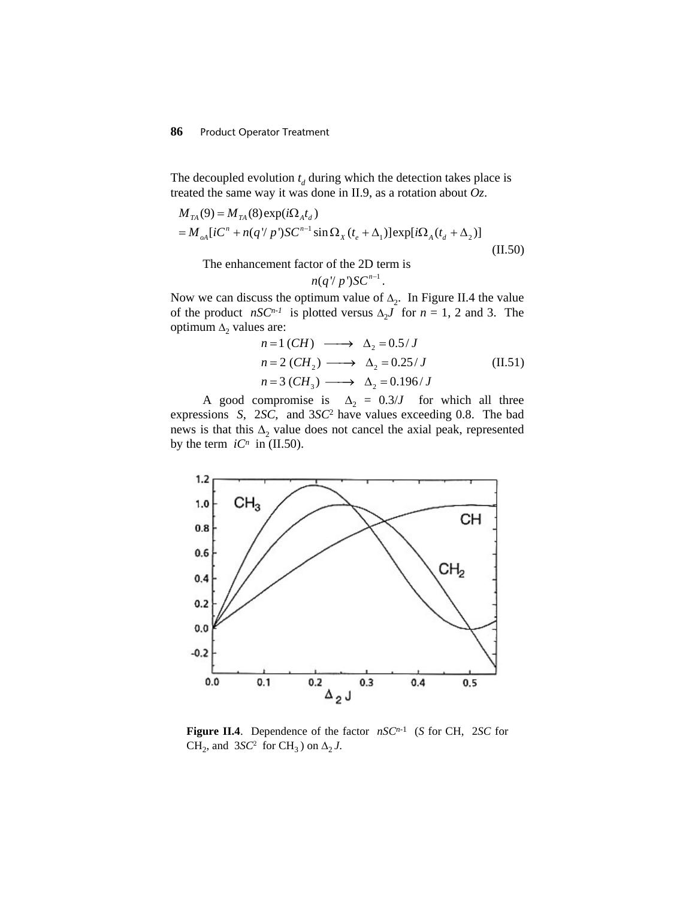The decoupled evolution $t_d$ during which the detection takes place is treated the same way it was done in II.9, as a rotation about *Oz*.

$$
\begin{aligned}
M_{TA}(9) &= M_{TA}(8)\exp(i\Omega_A t_d) \\
&= M_{oA}[iC^n + n(q'/p')SC^{n-1}\sin\Omega_X(t_e+\Delta_1)]\exp[i\Omega_A(t_d+\Delta_2)]
\end{aligned}
\tag{II.50}
$$

The enhancement factor of the 2D term is

$$n(q'/p')SC^{n-1}.$$

Now we can discuss the optimum value of $\Delta_2$. In Figure II.4 the value of the product $nSC^{n-1}$ is plotted versus $\Delta_2 J$ for $n$ = 1, 2 and 3. The optimum $\Delta_2$ values are:

$$
\begin{aligned}
n &= 1\ (CH) \longrightarrow \Delta_2 = 0.5/J \\
n &= 2\ (CH_2) \longrightarrow \Delta_2 = 0.25/J \\
n &= 3\ (CH_3) \longrightarrow \Delta_2 = 0.196/J
\end{aligned}
\tag{II.51}
$$

A good compromise is $\Delta_2 = 0.3/J$ for which all three expressions $S$, $2SC$, and $3SC^2$ have values exceeding 0.8. The bad news is that this $\Delta_2$ value does not cancel the axial peak, represented by the term $iC^n$ in (II.50).

1.2
1.0
0.8
0.6
0.4
0.2
0.0
-0.2
0.0 0.1 0.2 0.3 0.4 0.5
$\Delta_2 J$
$CH_3$
CH
$CH_2$

**Figure II.4**. Dependence of the factor $nSC^{n-1}$ ($S$ for CH, $2SC$ for $CH_2$, and $3SC^2$ for $CH_3$) on $\Delta_2 J$.